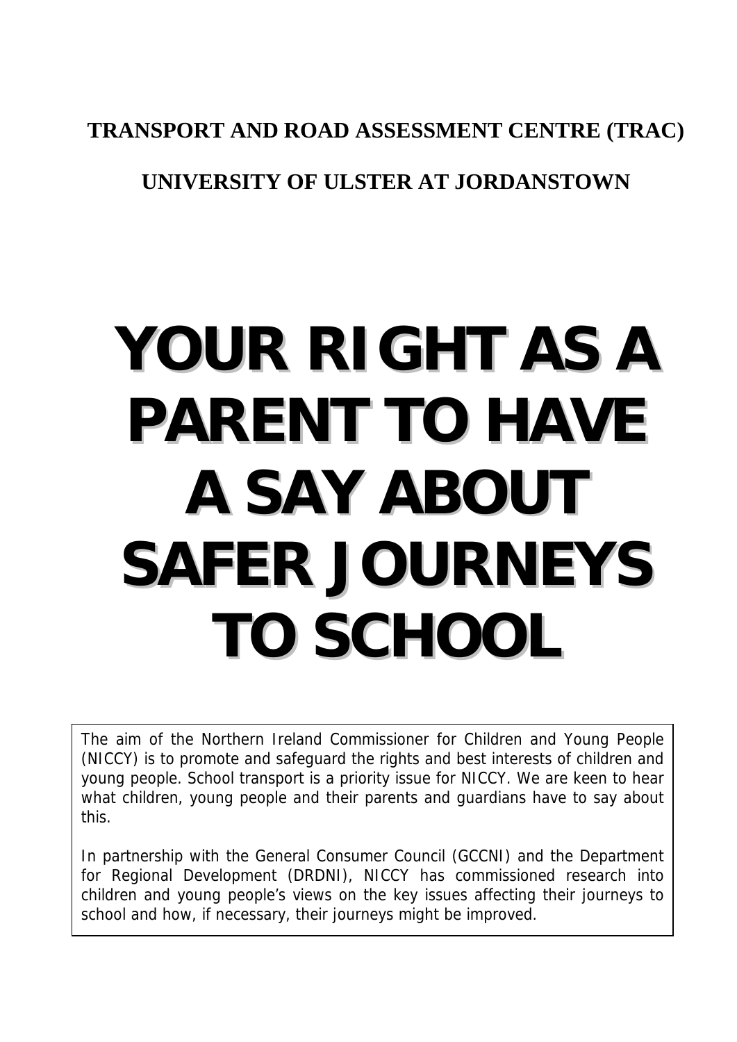**TRANSPORT AND ROAD ASSESSMENT CENTRE (TRAC)**

**UNIVERSITY OF ULSTER AT JORDANSTOWN**

# YOUR RIGHT AS A PARENT TO HAVE A SAY ABOUT SAFER JOURNEYS TO SCHOOL

The aim of the Northern Ireland Commissioner for Children and Young People (NICCY) is to promote and safeguard the rights and best interests of children and young people. School transport is a priority issue for NICCY. We are keen to hear what children, young people and their parents and guardians have to say about this.

In partnership with the General Consumer Council (GCCNI) and the Department for Regional Development (DRDNI), NICCY has commissioned research into children and young people's views on the key issues affecting their journeys to school and how, if necessary, their journeys might be improved.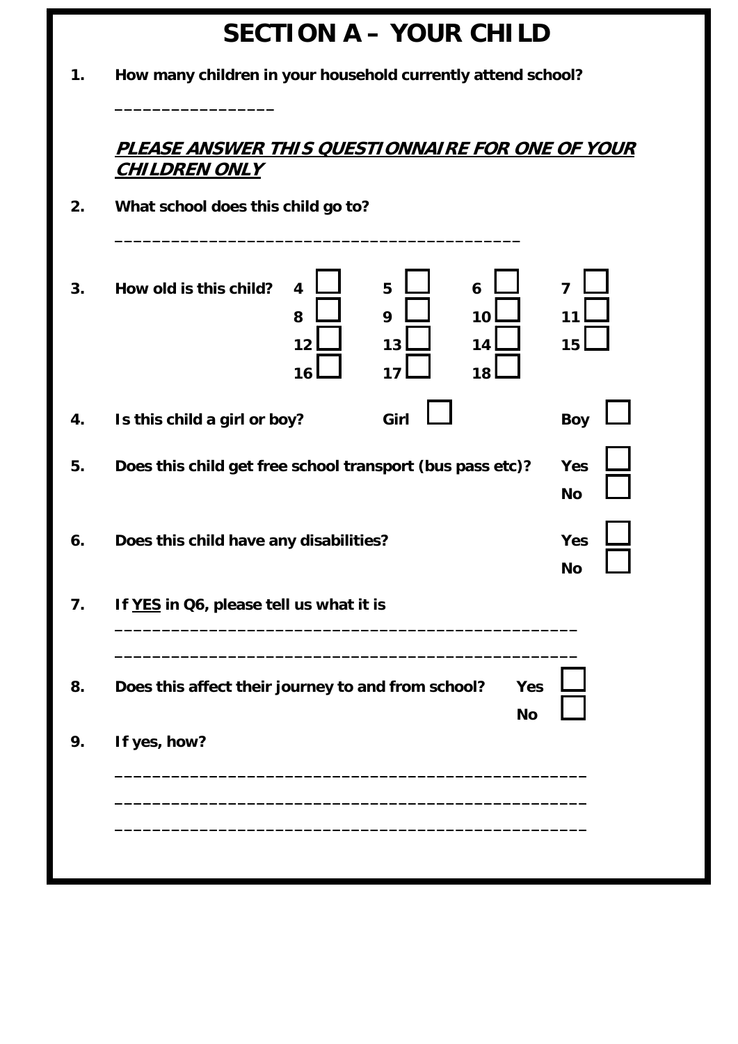# SECTION A – YOUR CHILD

**1. How many children in your household currently attend school?**

_________________

***PLEASE ANSWER THIS QUESTIONNAIRE FOR ONE OF YOUR CHILDREN ONLY***

**2. What school does this child go to?**

_____________________________________________

**3. How old is this child?**

| | | | |
|---|---|---|---|
| 4 ☐ | 5 ☐ | 6 ☐ | 7 ☐ |
| 8 ☐ | 9 ☐ | 10 ☐ | 11 ☐ |
| 12 ☐ | 13 ☐ | 14 ☐ | 15 ☐ |
| 16 ☐ | 17 ☐ | 18 ☐ | |

**4. Is this child a girl or boy?** Girl ☐ Boy ☐

**5. Does this child get free school transport (bus pass etc)?** Yes ☐ No ☐

**6. Does this child have any disabilities?** Yes ☐ No ☐

**7. If YES in Q6, please tell us what it is**

___________________________________________________

___________________________________________________

**8. Does this affect their journey to and from school?** Yes ☐ No ☐

**9. If yes, how?**

____________________________________________________

____________________________________________________

____________________________________________________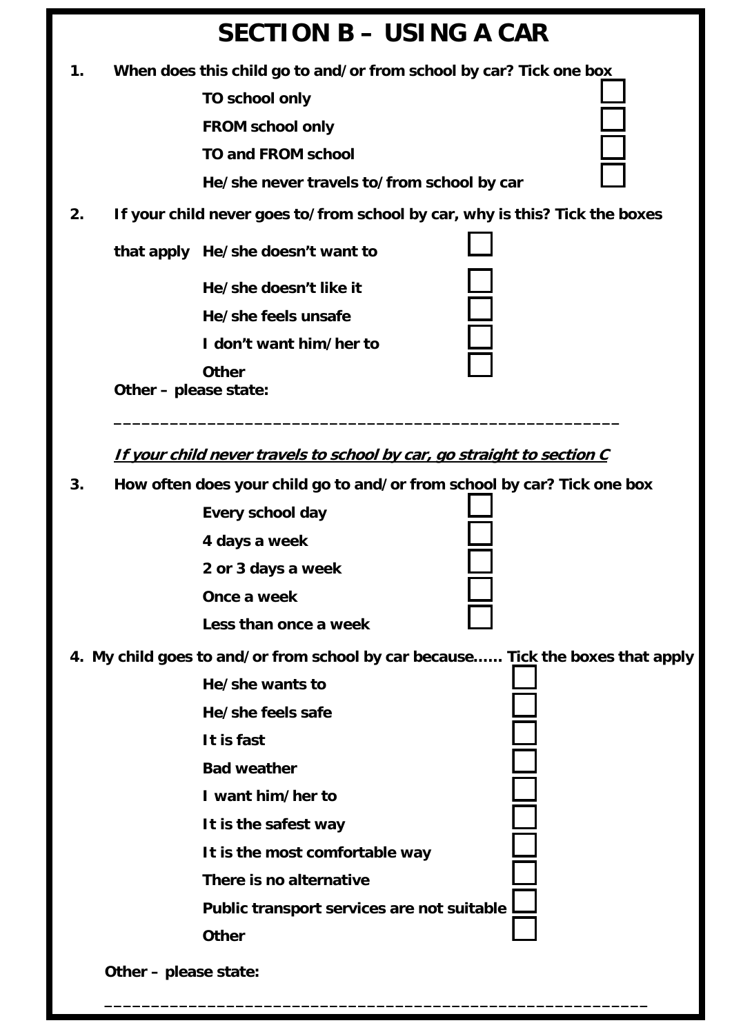# SECTION B – USING A CAR

**1. When does this child go to and/or from school by car? Tick one box**

- **TO school only** ☐
- **FROM school only** ☐
- **TO and FROM school** ☐
- **He/she never travels to/from school by car** ☐

**2. If your child never goes to/from school by car, why is this? Tick the boxes that apply**

- **He/she doesn't want to** ☐
- **He/she doesn't like it** ☐
- **He/she feels unsafe** ☐
- **I don't want him/her to** ☐
- **Other** ☐

**Other – please state:**

**______________________________________________________**

***If your child never travels to school by car, go straight to section C***

**3. How often does your child go to and/or from school by car? Tick one box**

- **Every school day** ☐
- **4 days a week** ☐
- **2 or 3 days a week** ☐
- **Once a week** ☐
- **Less than once a week** ☐

**4. My child goes to and/or from school by car because…… Tick the boxes that apply**

- **He/she wants to** ☐
- **He/she feels safe** ☐
- **It is fast** ☐
- **Bad weather** ☐
- **I want him/her to** ☐
- **It is the safest way** ☐
- **It is the most comfortable way** ☐
- **There is no alternative** ☐
- **Public transport services are not suitable** ☐
- **Other** ☐

**Other – please state:**

**__________________________________________________________**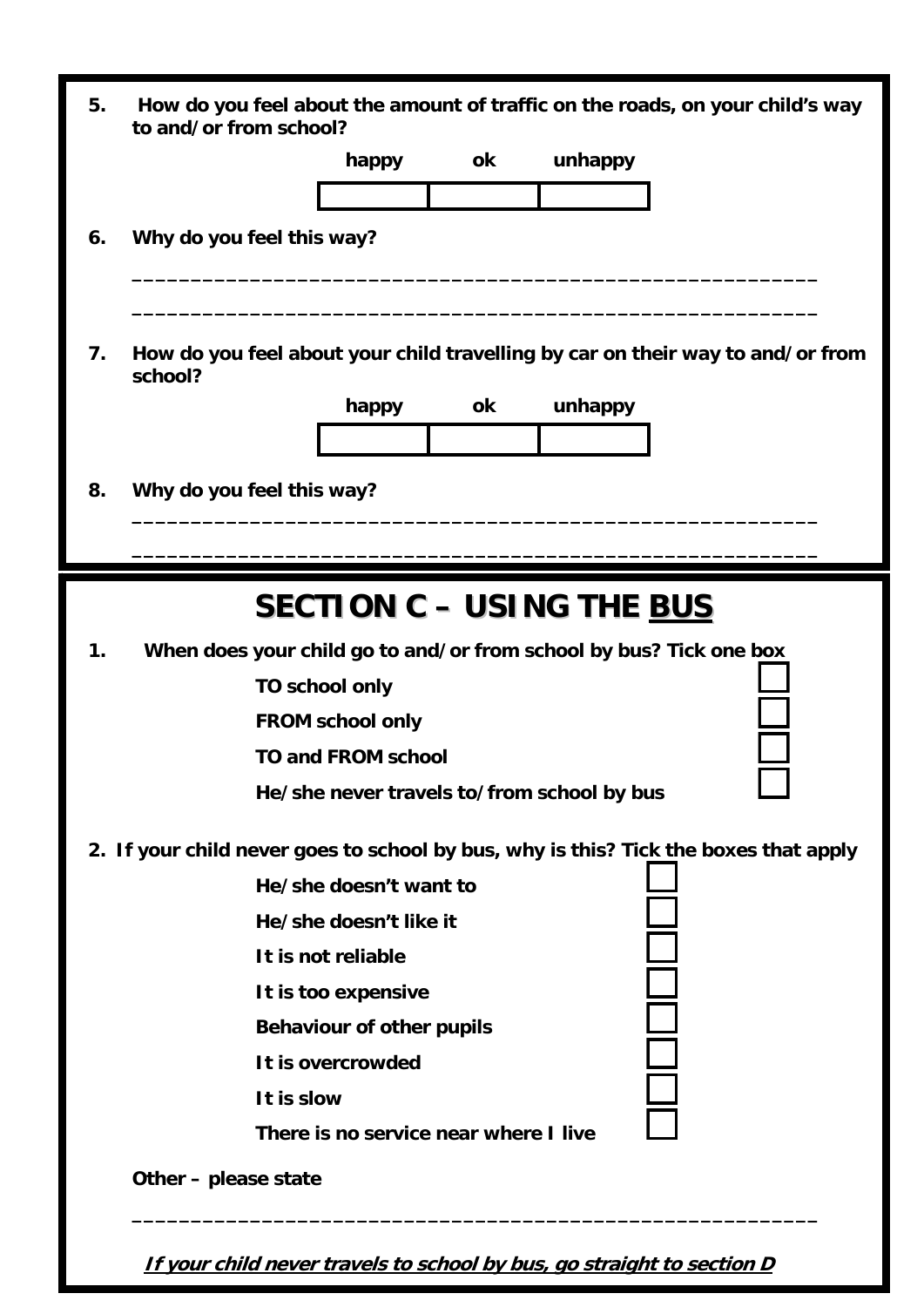5. **How do you feel about the amount of traffic on the roads, on your child's way to and/or from school?**

| happy | ok | unhappy |
|---|---|---|
| | | |

6. **Why do you feel this way?**

_______________________________________________________

_______________________________________________________

7. **How do you feel about your child travelling by car on their way to and/or from school?**

| happy | ok | unhappy |
|---|---|---|
| | | |

8. **Why do you feel this way?**

_______________________________________________________

_______________________________________________________

# SECTION C – USING THE BUS

1. **When does your child go to and/or from school by bus? Tick one box**

**TO school only** ☐

**FROM school only** ☐

**TO and FROM school** ☐

**He/she never travels to/from school by bus** ☐

2. **If your child never goes to school by bus, why is this? Tick the boxes that apply**

**He/she doesn't want to** ☐

**He/she doesn't like it** ☐

**It is not reliable** ☐

**It is too expensive** ☐

**Behaviour of other pupils** ☐

**It is overcrowded** ☐

**It is slow** ☐

**There is no service near where I live** ☐

**Other – please state**

_______________________________________________________

***If your child never travels to school by bus, go straight to section D***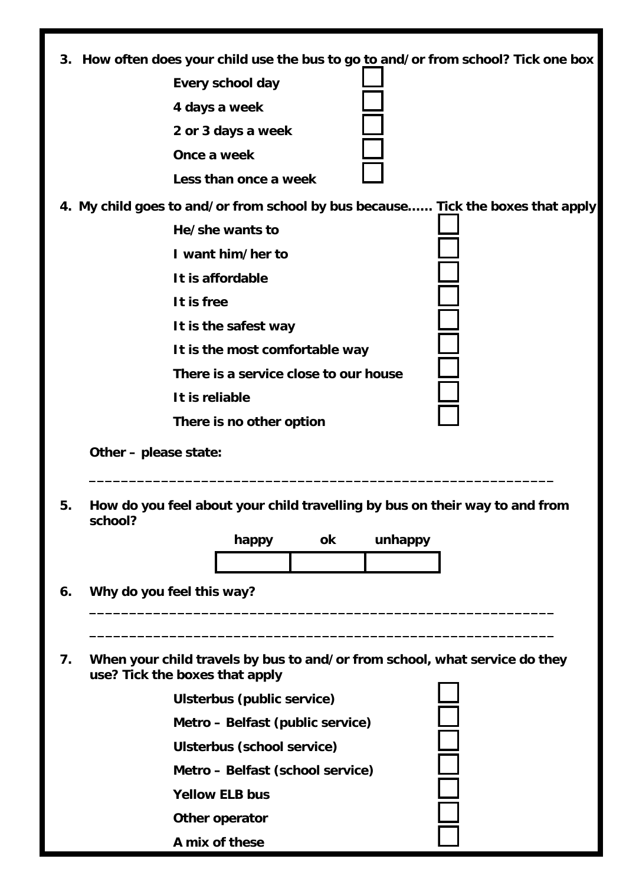**3. How often does your child use the bus to go to and/or from school? Tick one box**

- **Every school day** ☐
- **4 days a week** ☐
- **2 or 3 days a week** ☐
- **Once a week** ☐
- **Less than once a week** ☐

**4. My child goes to and/or from school by bus because…… Tick the boxes that apply**

- **He/she wants to** ☐
- **I want him/her to** ☐
- **It is affordable** ☐
- **It is free** ☐
- **It is the safest way** ☐
- **It is the most comfortable way** ☐
- **There is a service close to our house** ☐
- **It is reliable** ☐
- **There is no other option** ☐

**Other – please state:**

_________________________________________________________

**5. How do you feel about your child travelling by bus on their way to and from school?**

| happy | ok | unhappy |
|---|---|---|
| | | |

**6. Why do you feel this way?**

_________________________________________________________

_________________________________________________________

**7. When your child travels by bus to and/or from school, what service do they use? Tick the boxes that apply**

- **Ulsterbus (public service)** ☐
- **Metro – Belfast (public service)** ☐
- **Ulsterbus (school service)** ☐
- **Metro – Belfast (school service)** ☐
- **Yellow ELB bus** ☐
- **Other operator** ☐
- **A mix of these** ☐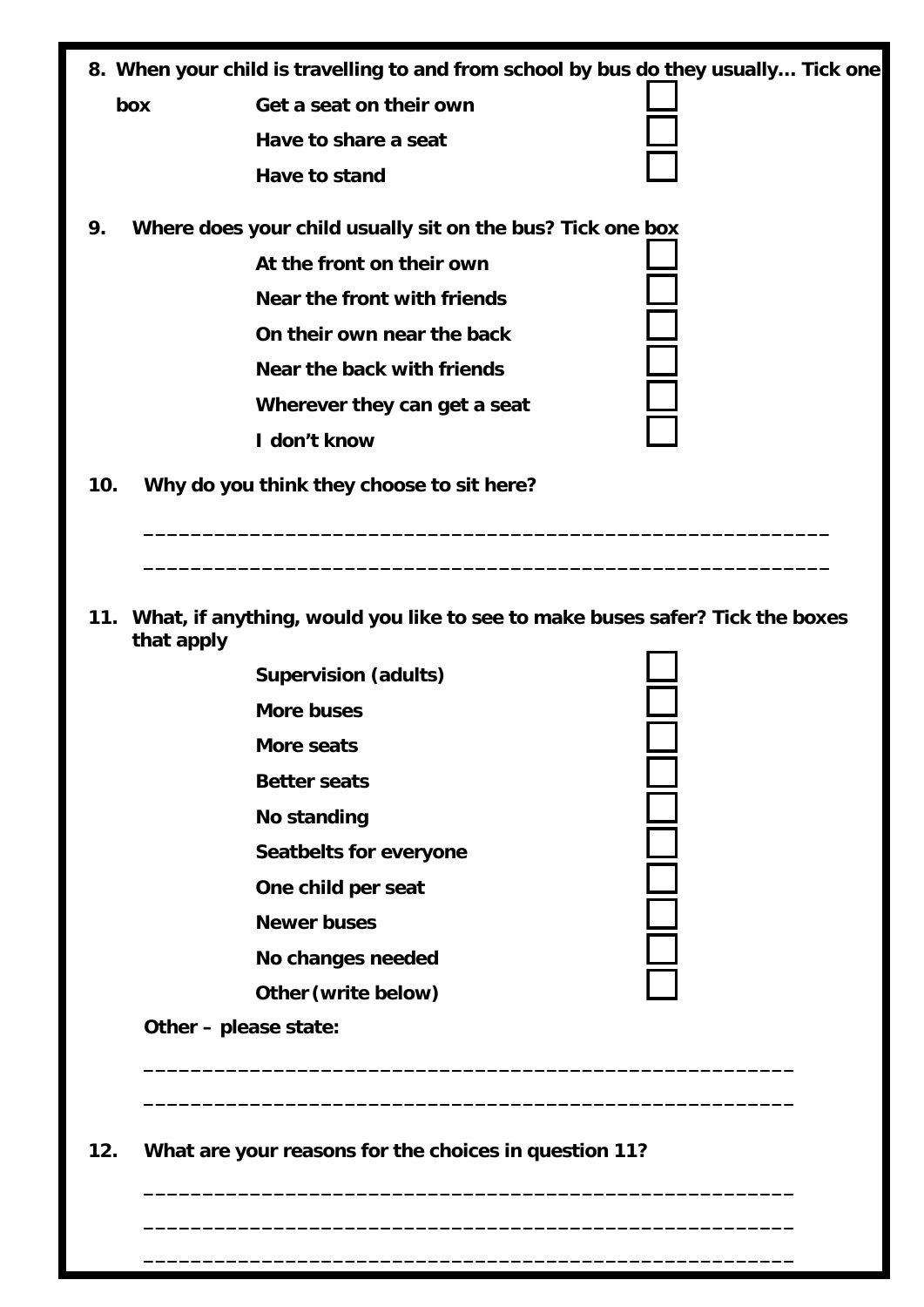**8. When your child is travelling to and from school by bus do they usually… Tick one box**

- **Get a seat on their own** ☐
- **Have to share a seat** ☐
- **Have to stand** ☐

**9. Where does your child usually sit on the bus? Tick one box**

- **At the front on their own** ☐
- **Near the front with friends** ☐
- **On their own near the back** ☐
- **Near the back with friends** ☐
- **Wherever they can get a seat** ☐
- **I don't know** ☐

**10. Why do you think they choose to sit here?**

_______________________________________________________

_______________________________________________________

**11. What, if anything, would you like to see to make buses safer? Tick the boxes that apply**

- **Supervision (adults)** ☐
- **More buses** ☐
- **More seats** ☐
- **Better seats** ☐
- **No standing** ☐
- **Seatbelts for everyone** ☐
- **One child per seat** ☐
- **Newer buses** ☐
- **No changes needed** ☐
- **Other (write below)** ☐

**Other – please state:**

_______________________________________________________

_______________________________________________________

**12. What are your reasons for the choices in question 11?**

_______________________________________________________

_______________________________________________________

_______________________________________________________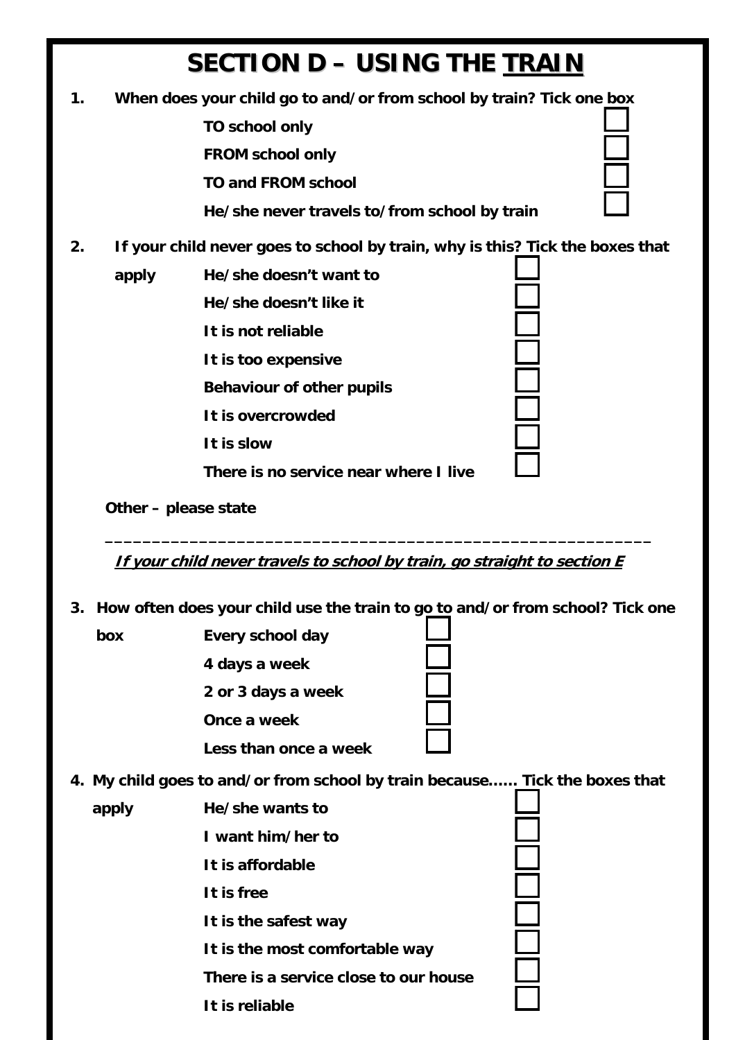# SECTION D – USING THE <u>TRAIN</u>

**1. When does your child go to and/or from school by train? Tick one box**

- ☐ TO school only
- ☐ FROM school only
- ☐ TO and FROM school
- ☐ He/she never travels to/from school by train

**2. If your child never goes to school by train, why is this? Tick the boxes that apply**

- ☐ He/she doesn't want to
- ☐ He/she doesn't like it
- ☐ It is not reliable
- ☐ It is too expensive
- ☐ Behaviour of other pupils
- ☐ It is overcrowded
- ☐ It is slow
- ☐ There is no service near where I live

**Other – please state**

\_\_\_\_\_\_\_\_\_\_\_\_\_\_\_\_\_\_\_\_\_\_\_\_\_\_\_\_\_\_\_\_\_\_\_\_\_\_\_\_\_\_\_\_\_\_\_\_\_\_\_\_\_\_\_\_

***<u>If your child never travels to school by train, go straight to section E</u>***

**3. How often does your child use the train to go to and/or from school? Tick one box**

- ☐ Every school day
- ☐ 4 days a week
- ☐ 2 or 3 days a week
- ☐ Once a week
- ☐ Less than once a week

**4. My child goes to and/or from school by train because...... Tick the boxes that apply**

- ☐ He/she wants to
- ☐ I want him/her to
- ☐ It is affordable
- ☐ It is free
- ☐ It is the safest way
- ☐ It is the most comfortable way
- ☐ There is a service close to our house
- ☐ It is reliable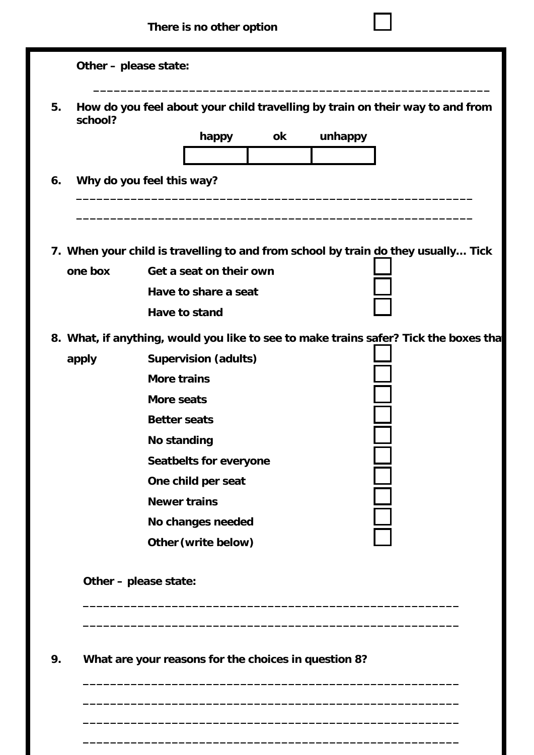There is no other option ☐

Other – please state:

_______________________________________________________

5. How do you feel about your child travelling by train on their way to and from school?

| happy | ok | unhappy |
|---|---|---|
| | | |

6. Why do you feel this way?

_______________________________________________________

_______________________________________________________

7. When your child is travelling to and from school by train do they usually… Tick one box

- Get a seat on their own ☐
- Have to share a seat ☐
- Have to stand ☐

8. What, if anything, would you like to see to make trains safer? Tick the boxes that apply

- Supervision (adults) ☐
- More trains ☐
- More seats ☐
- Better seats ☐
- No standing ☐
- Seatbelts for everyone ☐
- One child per seat ☐
- Newer trains ☐
- No changes needed ☐
- Other (write below) ☐

Other – please state:

_______________________________________________________

_______________________________________________________

9. What are your reasons for the choices in question 8?

_______________________________________________________

_______________________________________________________

_______________________________________________________

_______________________________________________________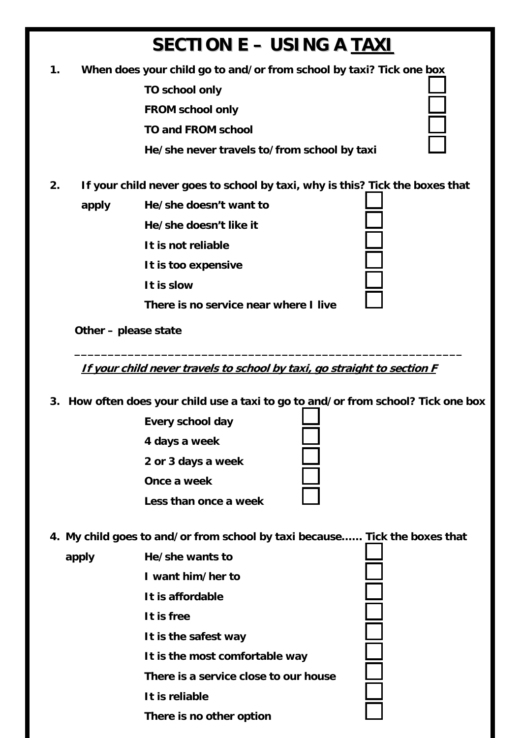# SECTION E – USING A TAXI

**1. When does your child go to and/or from school by taxi? Tick one box**

- ☐ TO school only
- ☐ FROM school only
- ☐ TO and FROM school
- ☐ He/she never travels to/from school by taxi

**2. If your child never goes to school by taxi, why is this? Tick the boxes that apply**

- ☐ He/she doesn't want to
- ☐ He/she doesn't like it
- ☐ It is not reliable
- ☐ It is too expensive
- ☐ It is slow
- ☐ There is no service near where I live

**Other – please state**

_______________________________________________________

***If your child never travels to school by taxi, go straight to section F***

**3. How often does your child use a taxi to go to and/or from school? Tick one box**

- ☐ Every school day
- ☐ 4 days a week
- ☐ 2 or 3 days a week
- ☐ Once a week
- ☐ Less than once a week

**4. My child goes to and/or from school by taxi because...... Tick the boxes that apply**

- ☐ He/she wants to
- ☐ I want him/her to
- ☐ It is affordable
- ☐ It is free
- ☐ It is the safest way
- ☐ It is the most comfortable way
- ☐ There is a service close to our house
- ☐ It is reliable
- ☐ There is no other option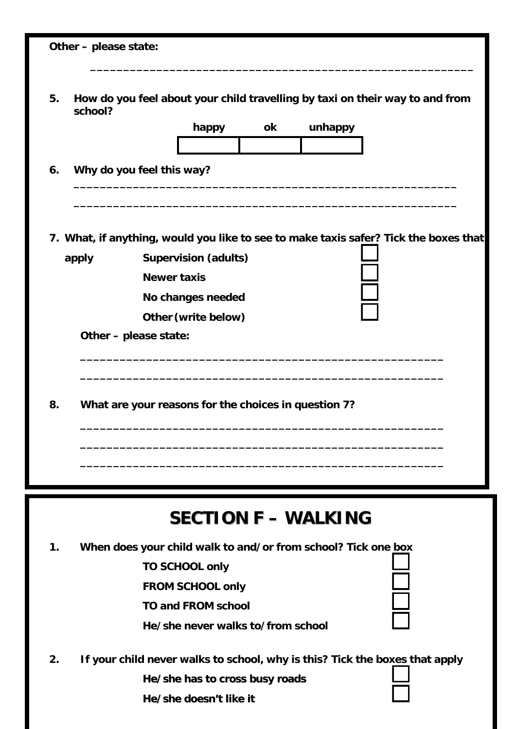**Other – please state:**

______________________________________________________

**5. How do you feel about your child travelling by taxi on their way to and from school?**

| happy | ok | unhappy |
|---|---|---|
| ☐ | ☐ | ☐ |

**6. Why do you feel this way?**

______________________________________________________

______________________________________________________

**7. What, if anything, would you like to see to make taxis safer? Tick the boxes that apply**

- **Supervision (adults)** ☐
- **Newer taxis** ☐
- **No changes needed** ☐
- **Other (write below)** ☐

**Other – please state:**

______________________________________________________

______________________________________________________

**8. What are your reasons for the choices in question 7?**

______________________________________________________

______________________________________________________

______________________________________________________

# SECTION F – WALKING

**1. When does your child walk to and/or from school? Tick one box**

- **TO SCHOOL only** ☐
- **FROM SCHOOL only** ☐
- **TO and FROM school** ☐
- **He/she never walks to/from school** ☐

**2. If your child never walks to school, why is this? Tick the boxes that apply**

- **He/she has to cross busy roads** ☐
- **He/she doesn't like it** ☐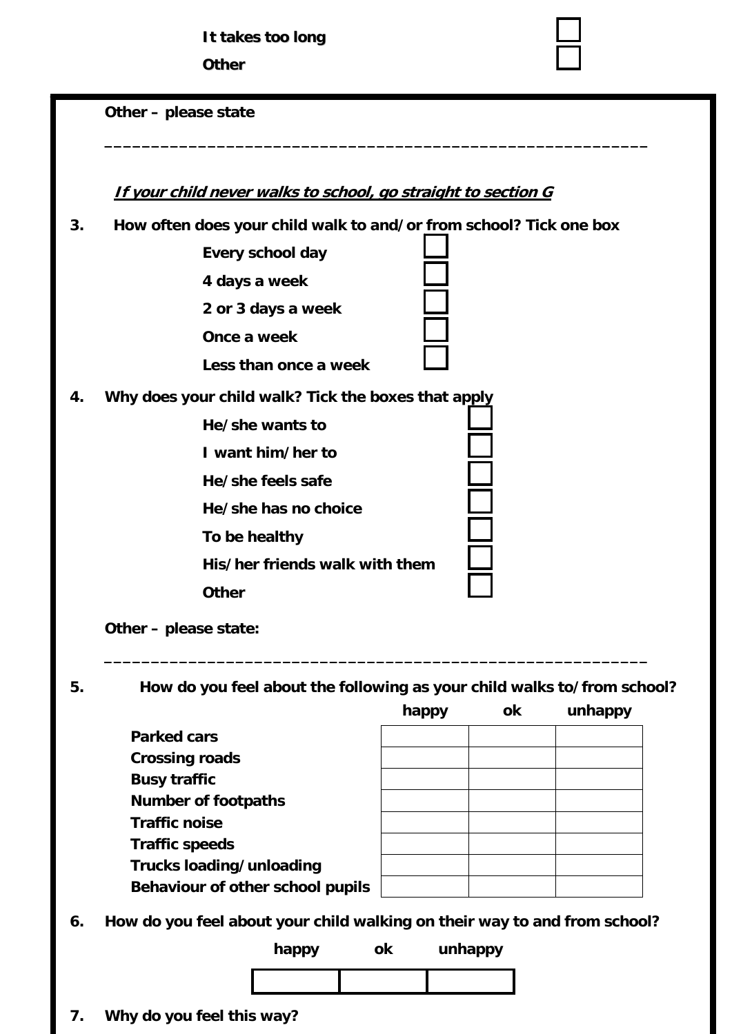**It takes too long** ☐

**Other** ☐

**Other – please state**

___________________________________________________________

***If your child never walks to school, go straight to section G***

**3. How often does your child walk to and/or from school? Tick one box**

- **Every school day** ☐
- **4 days a week** ☐
- **2 or 3 days a week** ☐
- **Once a week** ☐
- **Less than once a week** ☐

**4. Why does your child walk? Tick the boxes that apply**

- **He/she wants to** ☐
- **I want him/her to** ☐
- **He/she feels safe** ☐
- **He/she has no choice** ☐
- **To be healthy** ☐
- **His/her friends walk with them** ☐
- **Other** ☐

**Other – please state:**

___________________________________________________________

**5. How do you feel about the following as your child walks to/from school?**

| | **happy** | **ok** | **unhappy** |
|---|---|---|---|
| **Parked cars** | | | |
| **Crossing roads** | | | |
| **Busy traffic** | | | |
| **Number of footpaths** | | | |
| **Traffic noise** | | | |
| **Traffic speeds** | | | |
| **Trucks loading/unloading** | | | |
| **Behaviour of other school pupils** | | | |

**6. How do you feel about your child walking on their way to and from school?**

| **happy** | **ok** | **unhappy** |
|---|---|---|
| | | |

**7. Why do you feel this way?**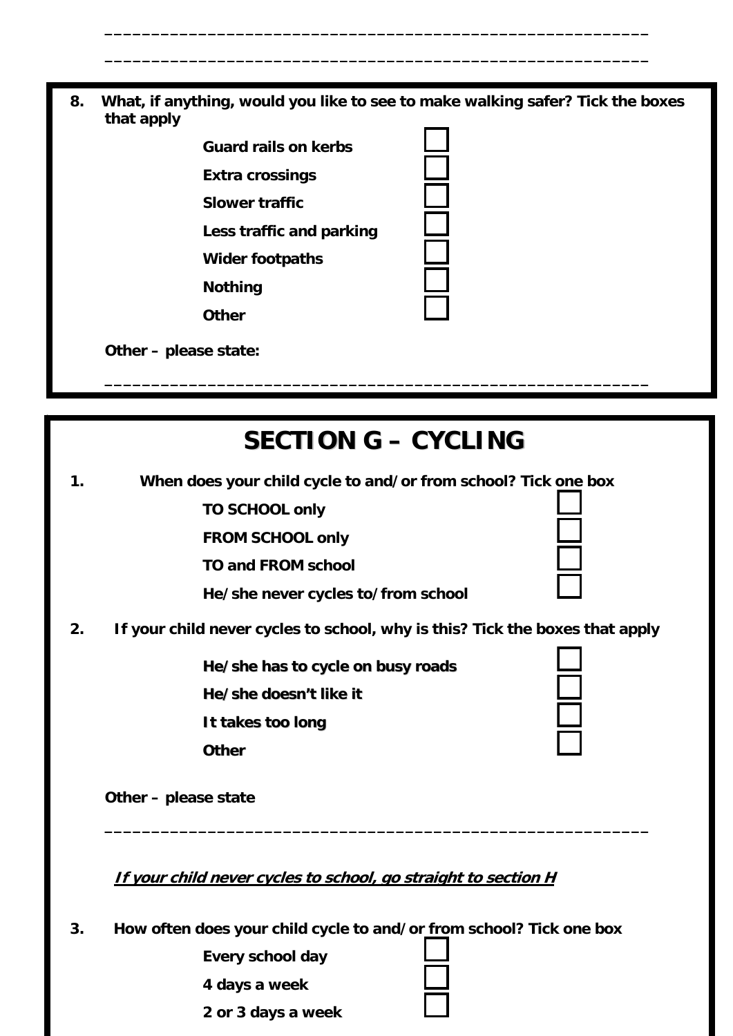______________________________________________________

______________________________________________________

**8. What, if anything, would you like to see to make walking safer? Tick the boxes that apply**

- **Guard rails on kerbs** ☐
- **Extra crossings** ☐
- **Slower traffic** ☐
- **Less traffic and parking** ☐
- **Wider footpaths** ☐
- **Nothing** ☐
- **Other** ☐

**Other – please state:**

______________________________________________________

# SECTION G – CYCLING

**1. When does your child cycle to and/or from school? Tick one box**

- **TO SCHOOL only** ☐
- **FROM SCHOOL only** ☐
- **TO and FROM school** ☐
- **He/she never cycles to/from school** ☐

**2. If your child never cycles to school, why is this? Tick the boxes that apply**

- **He/she has to cycle on busy roads** ☐
- **He/she doesn't like it** ☐
- **It takes too long** ☐
- **Other** ☐

**Other – please state**

______________________________________________________

***If your child never cycles to school, go straight to section H***

**3. How often does your child cycle to and/or from school? Tick one box**

- **Every school day** ☐
- **4 days a week** ☐
- **2 or 3 days a week** ☐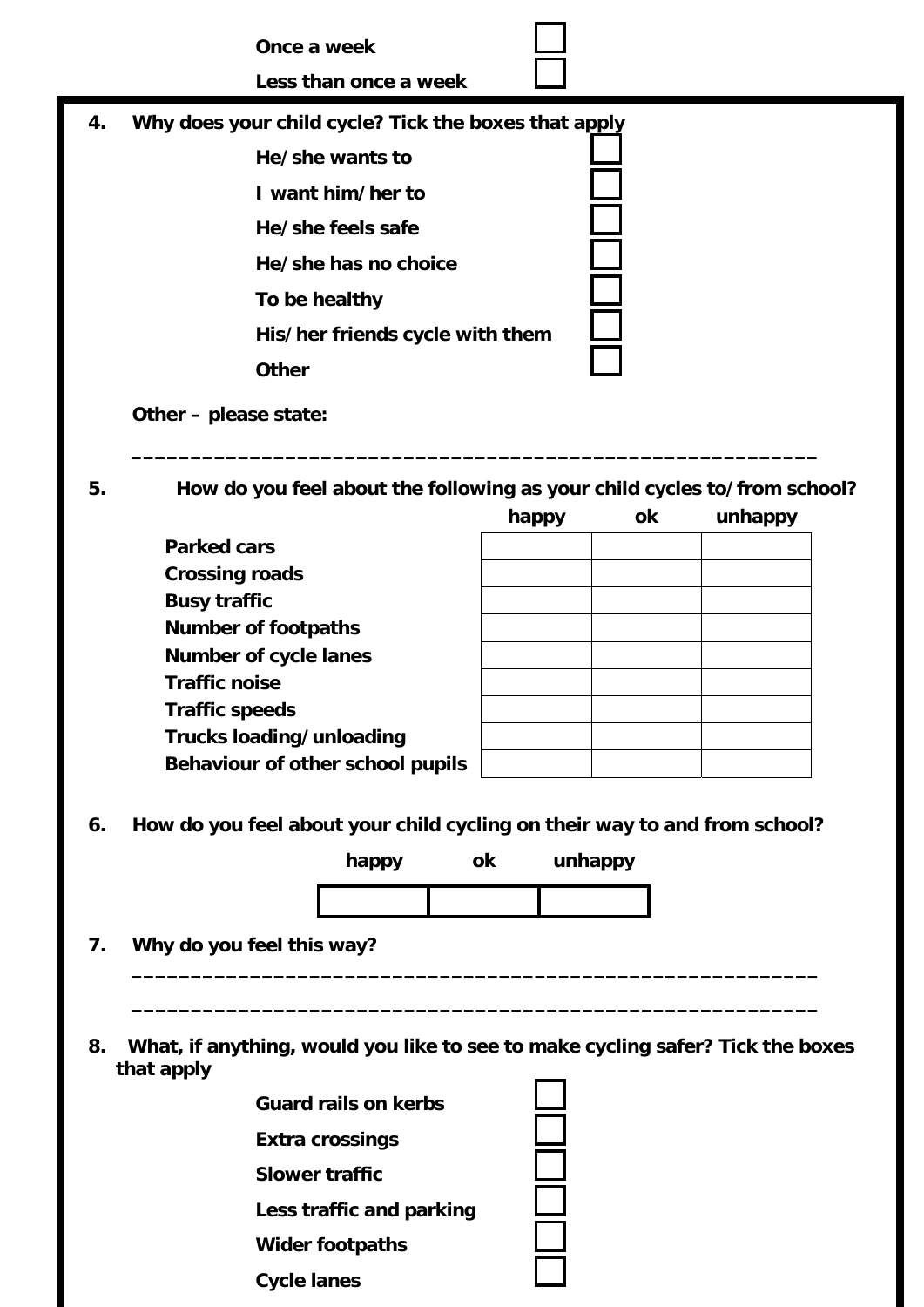Once a week ☐

Less than once a week ☐

**4. Why does your child cycle? Tick the boxes that apply**

- He/she wants to ☐
- I want him/her to ☐
- He/she feels safe ☐
- He/she has no choice ☐
- To be healthy ☐
- His/her friends cycle with them ☐
- Other ☐

Other – please state:

_______________________________________________________

**5. How do you feel about the following as your child cycles to/from school?**

| | happy | ok | unhappy |
|---|---|---|---|
| Parked cars | | | |
| Crossing roads | | | |
| Busy traffic | | | |
| Number of footpaths | | | |
| Number of cycle lanes | | | |
| Traffic noise | | | |
| Traffic speeds | | | |
| Trucks loading/unloading | | | |
| Behaviour of other school pupils | | | |

**6. How do you feel about your child cycling on their way to and from school?**

| happy | ok | unhappy |
|---|---|---|
| | | |

**7. Why do you feel this way?**

_______________________________________________________

_______________________________________________________

**8. What, if anything, would you like to see to make cycling safer? Tick the boxes that apply**

- Guard rails on kerbs ☐
- Extra crossings ☐
- Slower traffic ☐
- Less traffic and parking ☐
- Wider footpaths ☐
- Cycle lanes ☐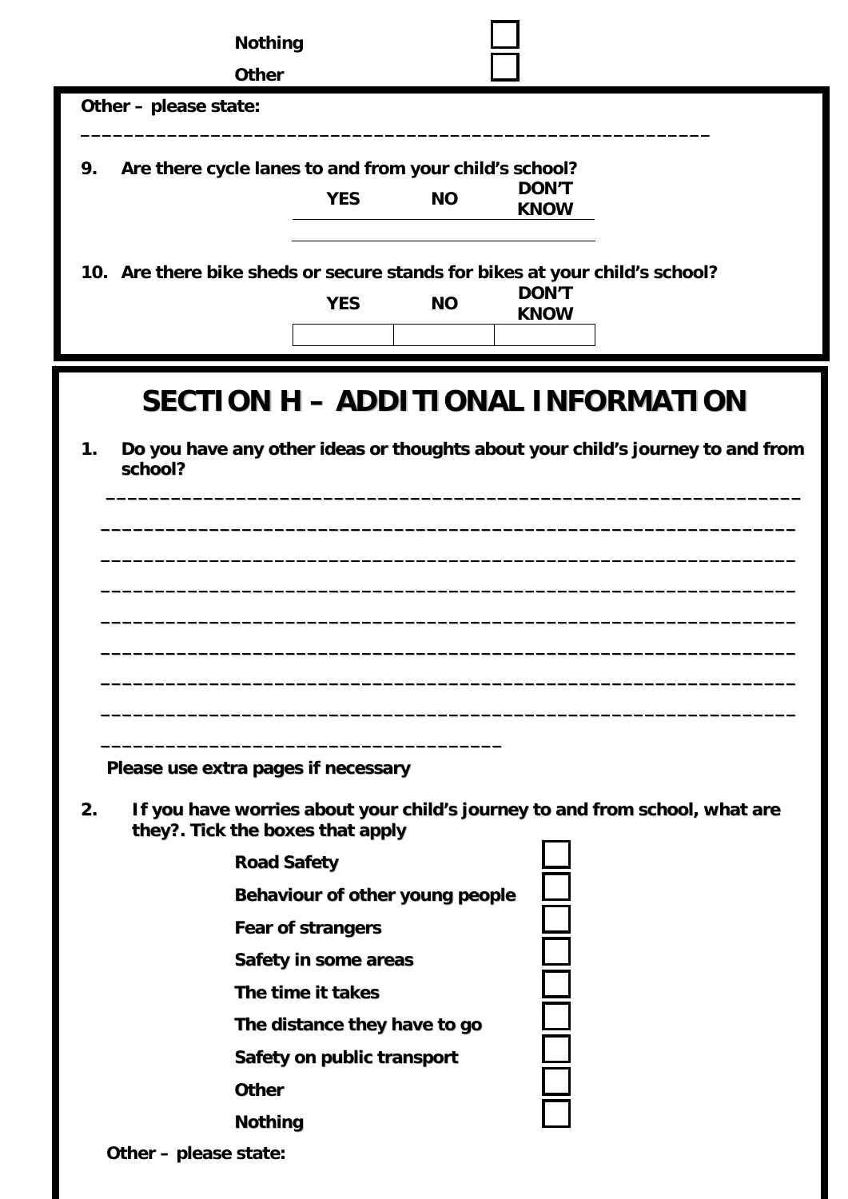Nothing ☐

Other ☐

**Other – please state:**

\_\_\_\_\_\_\_\_\_\_\_\_\_\_\_\_\_\_\_\_\_\_\_\_\_\_\_\_\_\_\_\_\_\_\_\_\_\_\_\_\_\_\_\_\_\_\_\_\_\_\_\_\_\_\_\_

**9. Are there cycle lanes to and from your child's school?**

| YES | NO | DON'T KNOW |
|---|---|---|
| | | |

**10. Are there bike sheds or secure stands for bikes at your child's school?**

| YES | NO | DON'T KNOW |
|---|---|---|
| | | |

# SECTION H – ADDITIONAL INFORMATION

**1. Do you have any other ideas or thoughts about your child's journey to and from school?**

\_\_\_\_\_\_\_\_\_\_\_\_\_\_\_\_\_\_\_\_\_\_\_\_\_\_\_\_\_\_\_\_\_\_\_\_\_\_\_\_\_\_\_\_\_\_\_\_\_\_\_\_\_\_\_\_\_\_\_\_\_\_

\_\_\_\_\_\_\_\_\_\_\_\_\_\_\_\_\_\_\_\_\_\_\_\_\_\_\_\_\_\_\_\_\_\_\_\_\_\_\_\_\_\_\_\_\_\_\_\_\_\_\_\_\_\_\_\_\_\_\_\_\_\_

\_\_\_\_\_\_\_\_\_\_\_\_\_\_\_\_\_\_\_\_\_\_\_\_\_\_\_\_\_\_\_\_\_\_\_\_\_\_\_\_\_\_\_\_\_\_\_\_\_\_\_\_\_\_\_\_\_\_\_\_\_\_

\_\_\_\_\_\_\_\_\_\_\_\_\_\_\_\_\_\_\_\_\_\_\_\_\_\_\_\_\_\_\_\_\_\_\_\_\_\_\_\_\_\_\_\_\_\_\_\_\_\_\_\_\_\_\_\_\_\_\_\_\_\_

\_\_\_\_\_\_\_\_\_\_\_\_\_\_\_\_\_\_\_\_\_\_\_\_\_\_\_\_\_\_\_\_\_\_\_\_\_\_\_\_\_\_\_\_\_\_\_\_\_\_\_\_\_\_\_\_\_\_\_\_\_\_

\_\_\_\_\_\_\_\_\_\_\_\_\_\_\_\_\_\_\_\_\_\_\_\_\_\_\_\_\_\_\_\_\_\_\_\_\_\_\_\_\_\_\_\_\_\_\_\_\_\_\_\_\_\_\_\_\_\_\_\_\_\_

\_\_\_\_\_\_\_\_\_\_\_\_\_\_\_\_\_\_\_\_\_\_\_\_\_\_\_\_\_\_\_\_\_\_\_\_\_\_\_\_\_\_\_\_\_\_\_\_\_\_\_\_\_\_\_\_\_\_\_\_\_\_

\_\_\_\_\_\_\_\_\_\_\_\_\_\_\_\_\_\_\_\_\_\_\_\_\_\_\_\_\_\_\_\_\_\_\_\_\_\_\_\_\_\_\_\_\_\_\_\_\_\_\_\_\_\_\_\_\_\_\_\_\_\_

\_\_\_\_\_\_\_\_\_\_\_\_\_\_\_\_\_\_\_\_\_\_\_\_\_\_\_\_\_\_\_\_\_\_\_\_\_\_

**Please use extra pages if necessary**

**2. If you have worries about your child's journey to and from school, what are they?. Tick the boxes that apply**

- Road Safety ☐
- Behaviour of other young people ☐
- Fear of strangers ☐
- Safety in some areas ☐
- The time it takes ☐
- The distance they have to go ☐
- Safety on public transport ☐
- Other ☐
- Nothing ☐

**Other – please state:**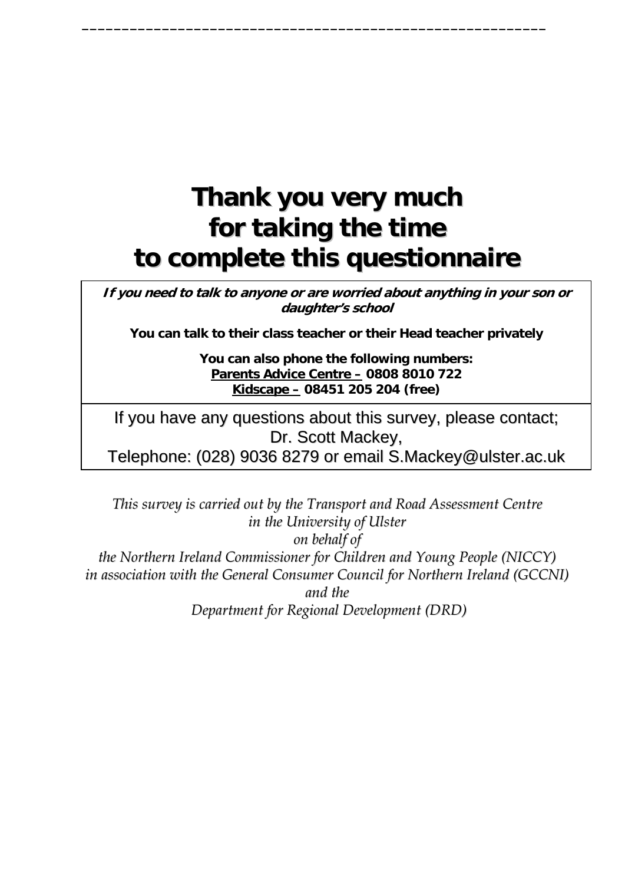# Thank you very much for taking the time to complete this questionnaire

***If you need to talk to anyone or are worried about anything in your son or daughter's school***

**You can talk to their class teacher or their Head teacher privately**

**You can also phone the following numbers:**
**Parents Advice Centre – 0808 8010 722**
**Kidscape – 08451 205 204 (free)**

If you have any questions about this survey, please contact;
Dr. Scott Mackey,
Telephone: (028) 9036 8279 or email S.Mackey@ulster.ac.uk

*This survey is carried out by the Transport and Road Assessment Centre in the University of Ulster on behalf of the Northern Ireland Commissioner for Children and Young People (NICCY) in association with the General Consumer Council for Northern Ireland (GCCNI) and the Department for Regional Development (DRD)*